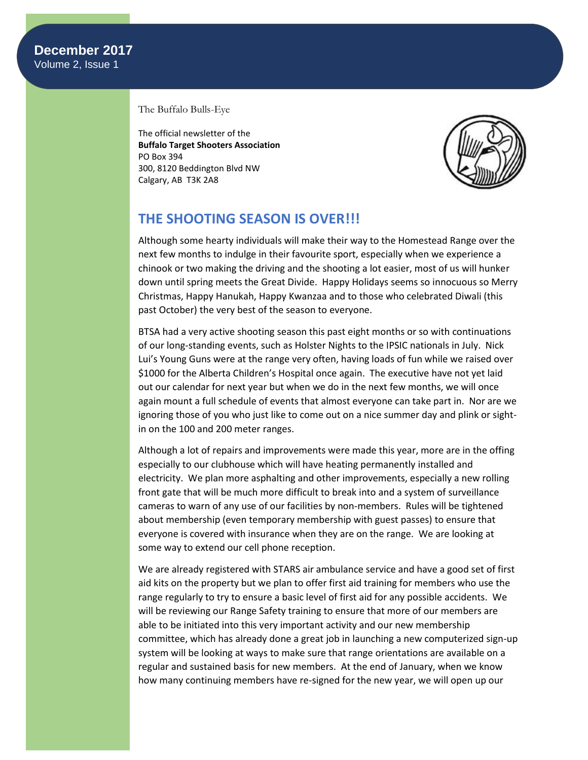**December 2017**
Volume 2, Issue 1

The Buffalo Bulls-Eye

The official newsletter of the
**Buffalo Target Shooters Association**
PO Box 394
300, 8120 Beddington Blvd NW
Calgary, AB T3K 2A8

## THE SHOOTING SEASON IS OVER!!!

Although some hearty individuals will make their way to the Homestead Range over the next few months to indulge in their favourite sport, especially when we experience a chinook or two making the driving and the shooting a lot easier, most of us will hunker down until spring meets the Great Divide. Happy Holidays seems so innocuous so Merry Christmas, Happy Hanukah, Happy Kwanzaa and to those who celebrated Diwali (this past October) the very best of the season to everyone.

BTSA had a very active shooting season this past eight months or so with continuations of our long-standing events, such as Holster Nights to the IPSIC nationals in July. Nick Lui's Young Guns were at the range very often, having loads of fun while we raised over $1000 for the Alberta Children's Hospital once again. The executive have not yet laid out our calendar for next year but when we do in the next few months, we will once again mount a full schedule of events that almost everyone can take part in. Nor are we ignoring those of you who just like to come out on a nice summer day and plink or sight-in on the 100 and 200 meter ranges.

Although a lot of repairs and improvements were made this year, more are in the offing especially to our clubhouse which will have heating permanently installed and electricity. We plan more asphalting and other improvements, especially a new rolling front gate that will be much more difficult to break into and a system of surveillance cameras to warn of any use of our facilities by non-members. Rules will be tightened about membership (even temporary membership with guest passes) to ensure that everyone is covered with insurance when they are on the range. We are looking at some way to extend our cell phone reception.

We are already registered with STARS air ambulance service and have a good set of first aid kits on the property but we plan to offer first aid training for members who use the range regularly to try to ensure a basic level of first aid for any possible accidents. We will be reviewing our Range Safety training to ensure that more of our members are able to be initiated into this very important activity and our new membership committee, which has already done a great job in launching a new computerized sign-up system will be looking at ways to make sure that range orientations are available on a regular and sustained basis for new members. At the end of January, when we know how many continuing members have re-signed for the new year, we will open up our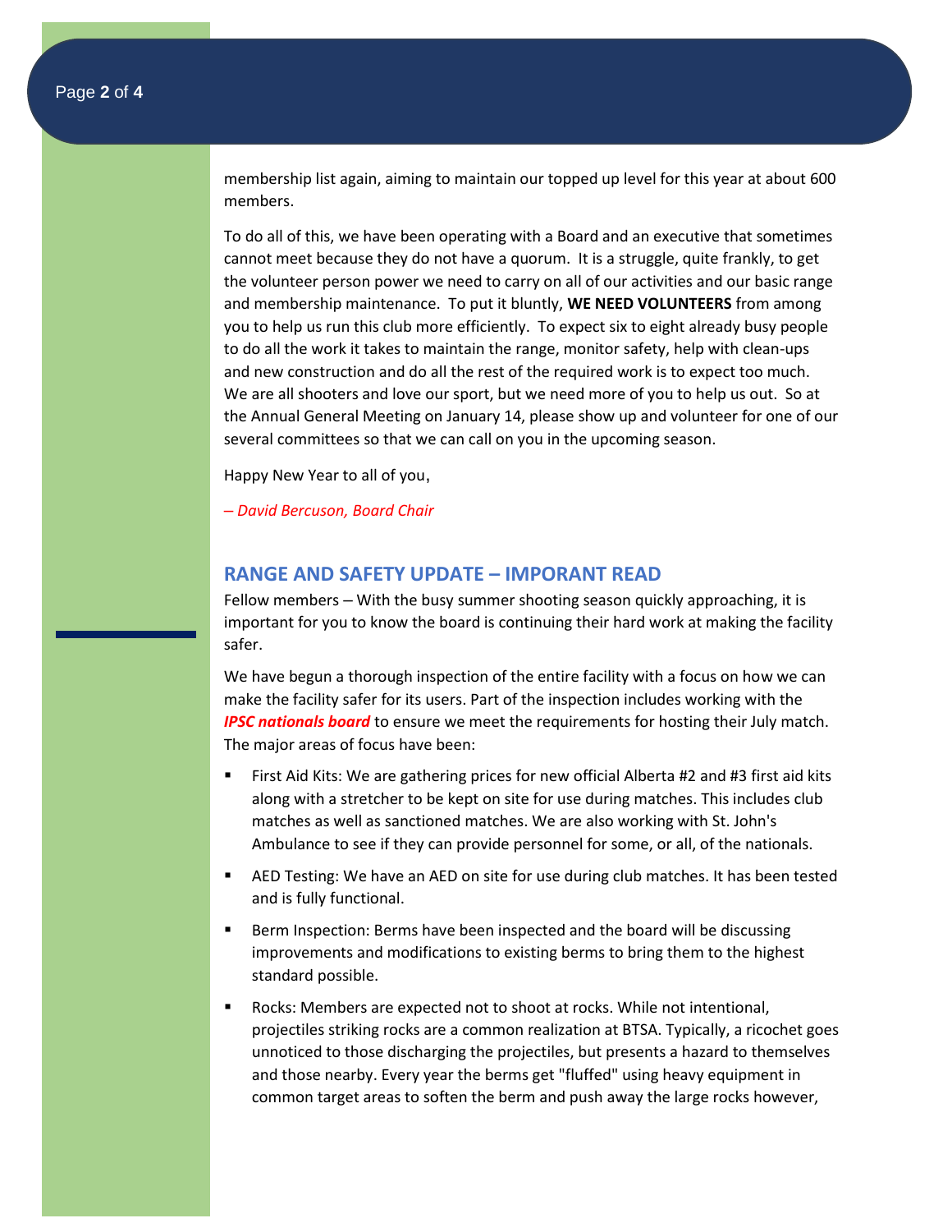membership list again, aiming to maintain our topped up level for this year at about 600 members.

To do all of this, we have been operating with a Board and an executive that sometimes cannot meet because they do not have a quorum.  It is a struggle, quite frankly, to get the volunteer person power we need to carry on all of our activities and our basic range and membership maintenance.  To put it bluntly, **WE NEED VOLUNTEERS** from among you to help us run this club more efficiently.  To expect six to eight already busy people to do all the work it takes to maintain the range, monitor safety, help with clean-ups and new construction and do all the rest of the required work is to expect too much.  We are all shooters and love our sport, but we need more of you to help us out.  So at the Annual General Meeting on January 14, please show up and volunteer for one of our several committees so that we can call on you in the upcoming season.

Happy New Year to all of you,

*– David Bercuson, Board Chair*

## RANGE AND SAFETY UPDATE – IMPORANT READ

Fellow members – With the busy summer shooting season quickly approaching, it is important for you to know the board is continuing their hard work at making the facility safer.

We have begun a thorough inspection of the entire facility with a focus on how we can make the facility safer for its users. Part of the inspection includes working with the ***IPSC nationals board*** to ensure we meet the requirements for hosting their July match. The major areas of focus have been:

- First Aid Kits: We are gathering prices for new official Alberta #2 and #3 first aid kits along with a stretcher to be kept on site for use during matches. This includes club matches as well as sanctioned matches. We are also working with St. John's Ambulance to see if they can provide personnel for some, or all, of the nationals.
- AED Testing: We have an AED on site for use during club matches. It has been tested and is fully functional.
- Berm Inspection: Berms have been inspected and the board will be discussing improvements and modifications to existing berms to bring them to the highest standard possible.
- Rocks: Members are expected not to shoot at rocks. While not intentional, projectiles striking rocks are a common realization at BTSA. Typically, a ricochet goes unnoticed to those discharging the projectiles, but presents a hazard to themselves and those nearby. Every year the berms get "fluffed" using heavy equipment in common target areas to soften the berm and push away the large rocks however,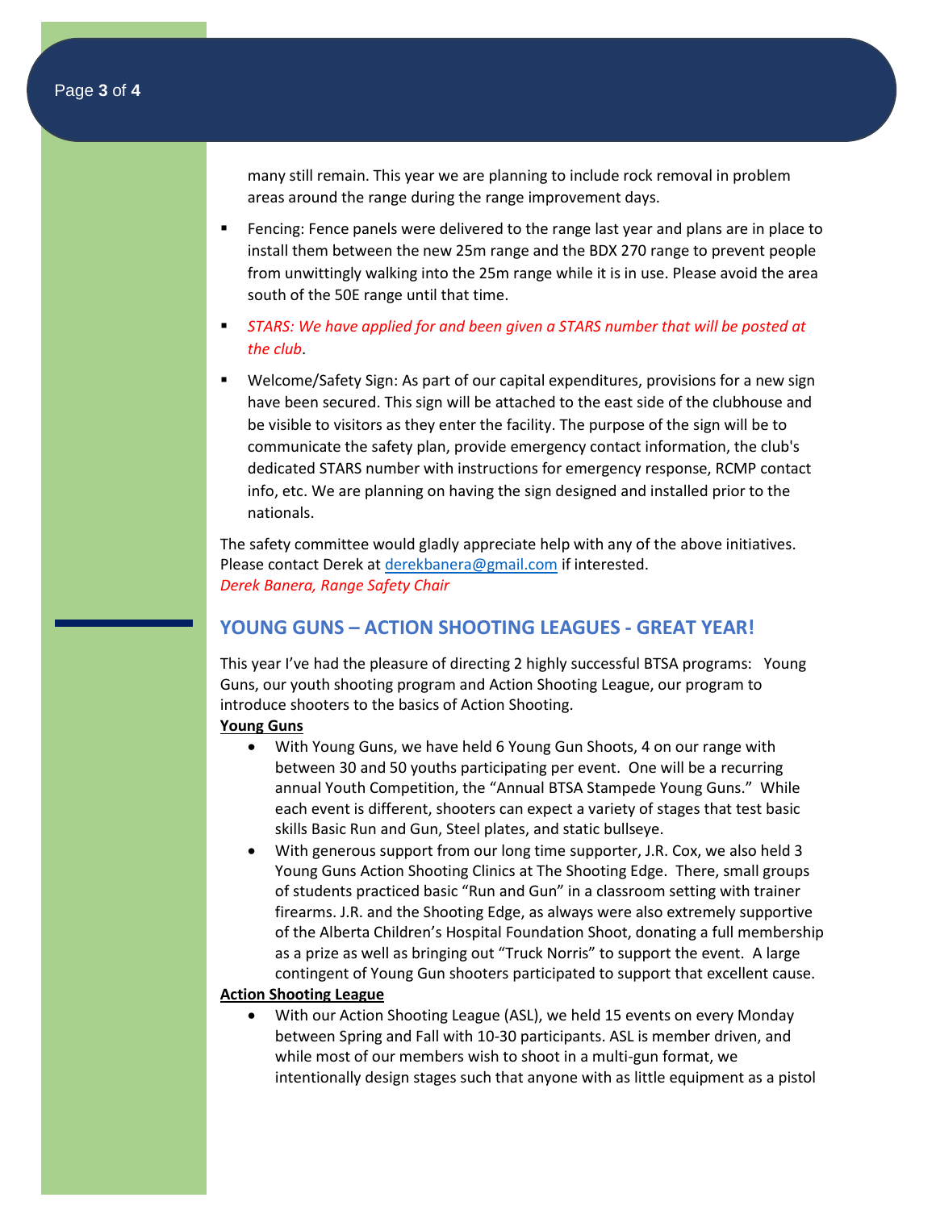many still remain. This year we are planning to include rock removal in problem areas around the range during the range improvement days.

- Fencing: Fence panels were delivered to the range last year and plans are in place to install them between the new 25m range and the BDX 270 range to prevent people from unwittingly walking into the 25m range while it is in use. Please avoid the area south of the 50E range until that time.
- *STARS: We have applied for and been given a STARS number that will be posted at the club*.
- Welcome/Safety Sign: As part of our capital expenditures, provisions for a new sign have been secured. This sign will be attached to the east side of the clubhouse and be visible to visitors as they enter the facility. The purpose of the sign will be to communicate the safety plan, provide emergency contact information, the club's dedicated STARS number with instructions for emergency response, RCMP contact info, etc. We are planning on having the sign designed and installed prior to the nationals.

The safety committee would gladly appreciate help with any of the above initiatives. Please contact Derek at derekbanera@gmail.com if interested.
*Derek Banera, Range Safety Chair*

## YOUNG GUNS – ACTION SHOOTING LEAGUES - GREAT YEAR!

This year I've had the pleasure of directing 2 highly successful BTSA programs: Young Guns, our youth shooting program and Action Shooting League, our program to introduce shooters to the basics of Action Shooting.

**Young Guns**

- With Young Guns, we have held 6 Young Gun Shoots, 4 on our range with between 30 and 50 youths participating per event. One will be a recurring annual Youth Competition, the "Annual BTSA Stampede Young Guns." While each event is different, shooters can expect a variety of stages that test basic skills Basic Run and Gun, Steel plates, and static bullseye.
- With generous support from our long time supporter, J.R. Cox, we also held 3 Young Guns Action Shooting Clinics at The Shooting Edge. There, small groups of students practiced basic "Run and Gun" in a classroom setting with trainer firearms. J.R. and the Shooting Edge, as always were also extremely supportive of the Alberta Children's Hospital Foundation Shoot, donating a full membership as a prize as well as bringing out "Truck Norris" to support the event. A large contingent of Young Gun shooters participated to support that excellent cause.

**Action Shooting League**

- With our Action Shooting League (ASL), we held 15 events on every Monday between Spring and Fall with 10-30 participants. ASL is member driven, and while most of our members wish to shoot in a multi-gun format, we intentionally design stages such that anyone with as little equipment as a pistol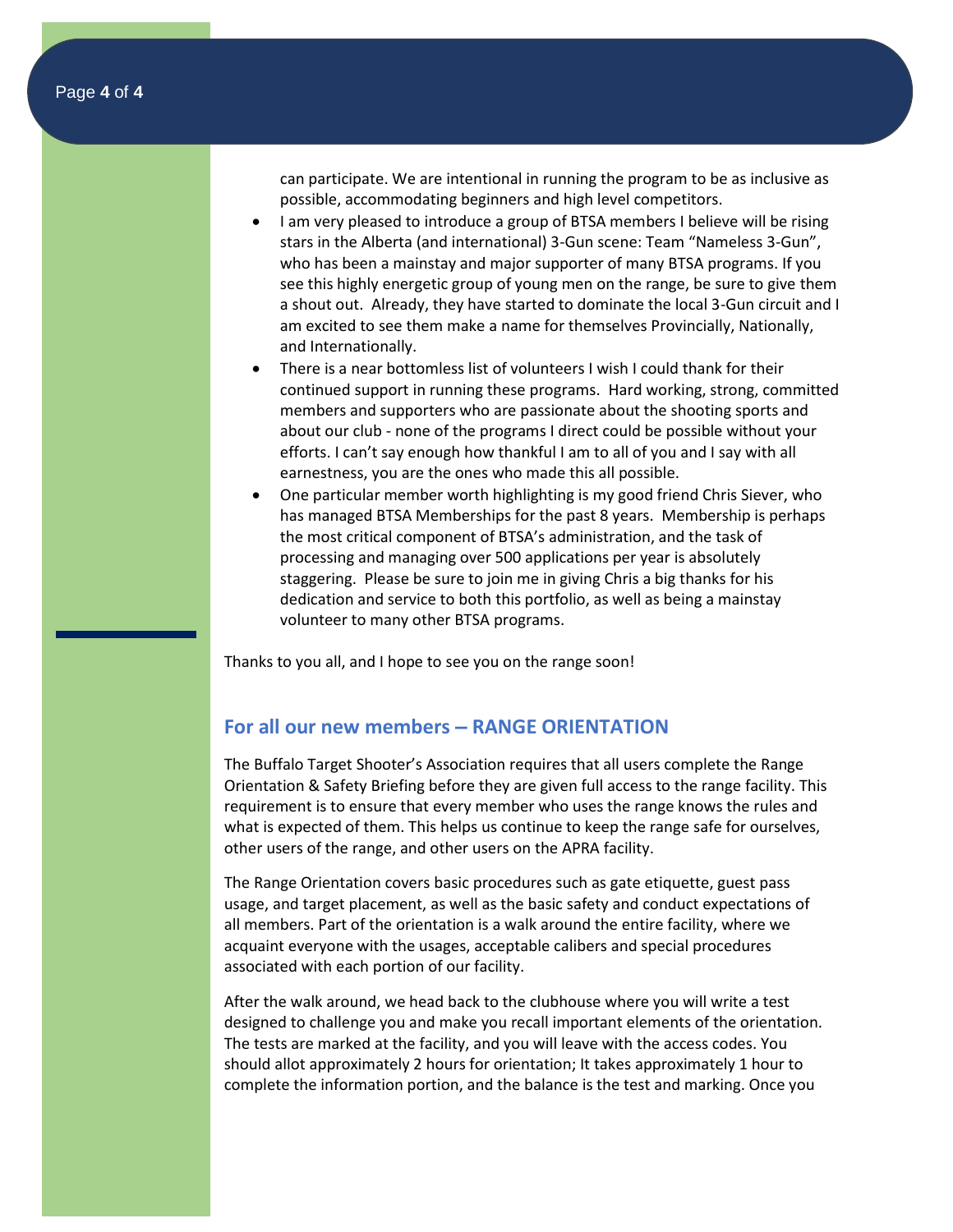can participate. We are intentional in running the program to be as inclusive as possible, accommodating beginners and high level competitors.

- I am very pleased to introduce a group of BTSA members I believe will be rising stars in the Alberta (and international) 3-Gun scene: Team “Nameless 3-Gun”, who has been a mainstay and major supporter of many BTSA programs. If you see this highly energetic group of young men on the range, be sure to give them a shout out. Already, they have started to dominate the local 3-Gun circuit and I am excited to see them make a name for themselves Provincially, Nationally, and Internationally.
- There is a near bottomless list of volunteers I wish I could thank for their continued support in running these programs. Hard working, strong, committed members and supporters who are passionate about the shooting sports and about our club - none of the programs I direct could be possible without your efforts. I can’t say enough how thankful I am to all of you and I say with all earnestness, you are the ones who made this all possible.
- One particular member worth highlighting is my good friend Chris Siever, who has managed BTSA Memberships for the past 8 years. Membership is perhaps the most critical component of BTSA’s administration, and the task of processing and managing over 500 applications per year is absolutely staggering. Please be sure to join me in giving Chris a big thanks for his dedication and service to both this portfolio, as well as being a mainstay volunteer to many other BTSA programs.

Thanks to you all, and I hope to see you on the range soon!

## For all our new members – RANGE ORIENTATION

The Buffalo Target Shooter’s Association requires that all users complete the Range Orientation & Safety Briefing before they are given full access to the range facility. This requirement is to ensure that every member who uses the range knows the rules and what is expected of them. This helps us continue to keep the range safe for ourselves, other users of the range, and other users on the APRA facility.

The Range Orientation covers basic procedures such as gate etiquette, guest pass usage, and target placement, as well as the basic safety and conduct expectations of all members. Part of the orientation is a walk around the entire facility, where we acquaint everyone with the usages, acceptable calibers and special procedures associated with each portion of our facility.

After the walk around, we head back to the clubhouse where you will write a test designed to challenge you and make you recall important elements of the orientation. The tests are marked at the facility, and you will leave with the access codes. You should allot approximately 2 hours for orientation; It takes approximately 1 hour to complete the information portion, and the balance is the test and marking. Once you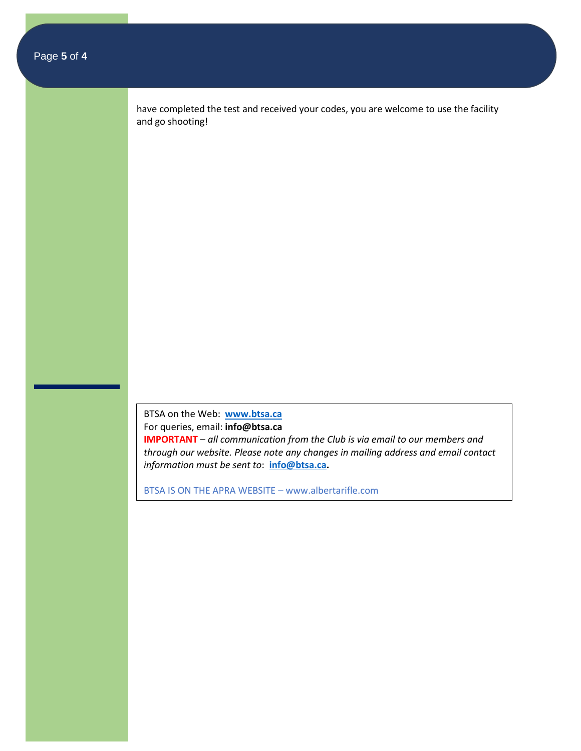have completed the test and received your codes, you are welcome to use the facility and go shooting!

BTSA on the Web: **www.btsa.ca**
For queries, email: **info@btsa.ca**
**IMPORTANT** – *all communication from the Club is via email to our members and through our website. Please note any changes in mailing address and email contact information must be sent to*: **info@btsa.ca.**

BTSA IS ON THE APRA WEBSITE – www.albertarifle.com